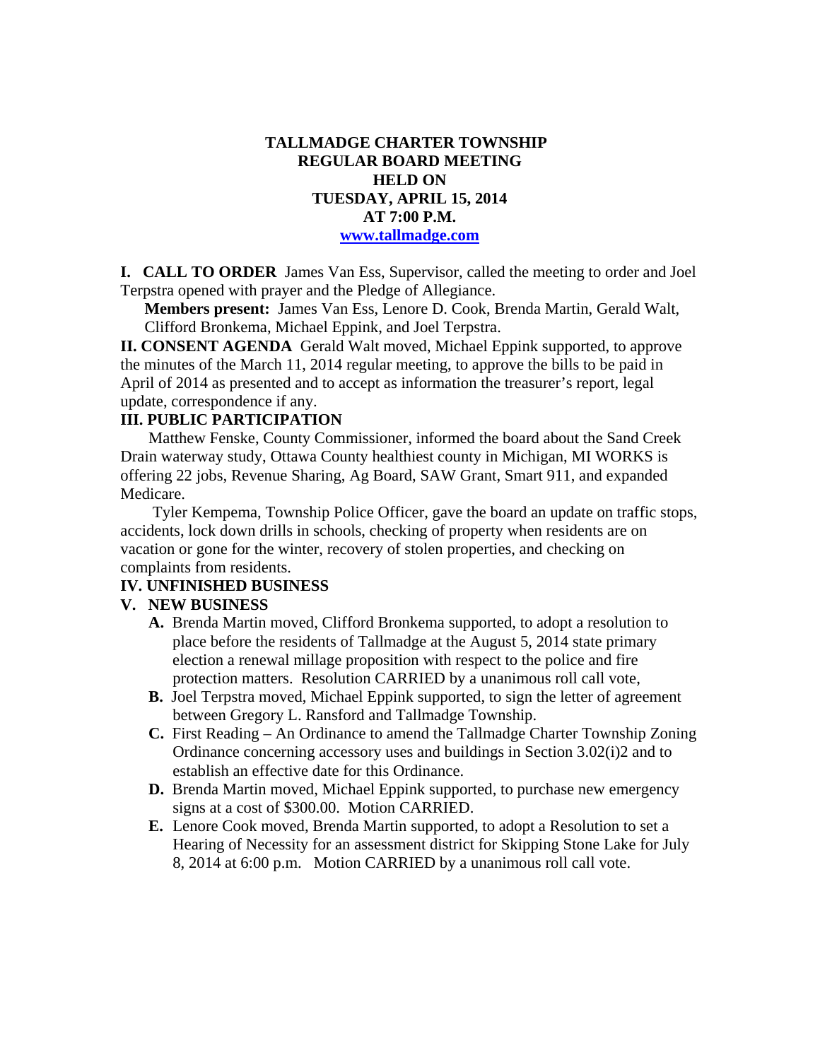# TALLMADGE CHARTER TOWNSHIP
## REGULAR BOARD MEETING
## HELD ON
## TUESDAY, APRIL 15, 2014
## AT 7:00 P.M.

www.tallmadge.com

**I. CALL TO ORDER** James Van Ess, Supervisor, called the meeting to order and Joel Terpstra opened with prayer and the Pledge of Allegiance.

**Members present:** James Van Ess, Lenore D. Cook, Brenda Martin, Gerald Walt, Clifford Bronkema, Michael Eppink, and Joel Terpstra.

**II. CONSENT AGENDA** Gerald Walt moved, Michael Eppink supported, to approve the minutes of the March 11, 2014 regular meeting, to approve the bills to be paid in April of 2014 as presented and to accept as information the treasurer's report, legal update, correspondence if any.

**III. PUBLIC PARTICIPATION**

Matthew Fenske, County Commissioner, informed the board about the Sand Creek Drain waterway study, Ottawa County healthiest county in Michigan, MI WORKS is offering 22 jobs, Revenue Sharing, Ag Board, SAW Grant, Smart 911, and expanded Medicare.

Tyler Kempema, Township Police Officer, gave the board an update on traffic stops, accidents, lock down drills in schools, checking of property when residents are on vacation or gone for the winter, recovery of stolen properties, and checking on complaints from residents.

**IV. UNFINISHED BUSINESS**

**V. NEW BUSINESS**

- **A.** Brenda Martin moved, Clifford Bronkema supported, to adopt a resolution to place before the residents of Tallmadge at the August 5, 2014 state primary election a renewal millage proposition with respect to the police and fire protection matters. Resolution CARRIED by a unanimous roll call vote,
- **B.** Joel Terpstra moved, Michael Eppink supported, to sign the letter of agreement between Gregory L. Ransford and Tallmadge Township.
- **C.** First Reading – An Ordinance to amend the Tallmadge Charter Township Zoning Ordinance concerning accessory uses and buildings in Section 3.02(i)2 and to establish an effective date for this Ordinance.
- **D.** Brenda Martin moved, Michael Eppink supported, to purchase new emergency signs at a cost of $300.00. Motion CARRIED.
- **E.** Lenore Cook moved, Brenda Martin supported, to adopt a Resolution to set a Hearing of Necessity for an assessment district for Skipping Stone Lake for July 8, 2014 at 6:00 p.m. Motion CARRIED by a unanimous roll call vote.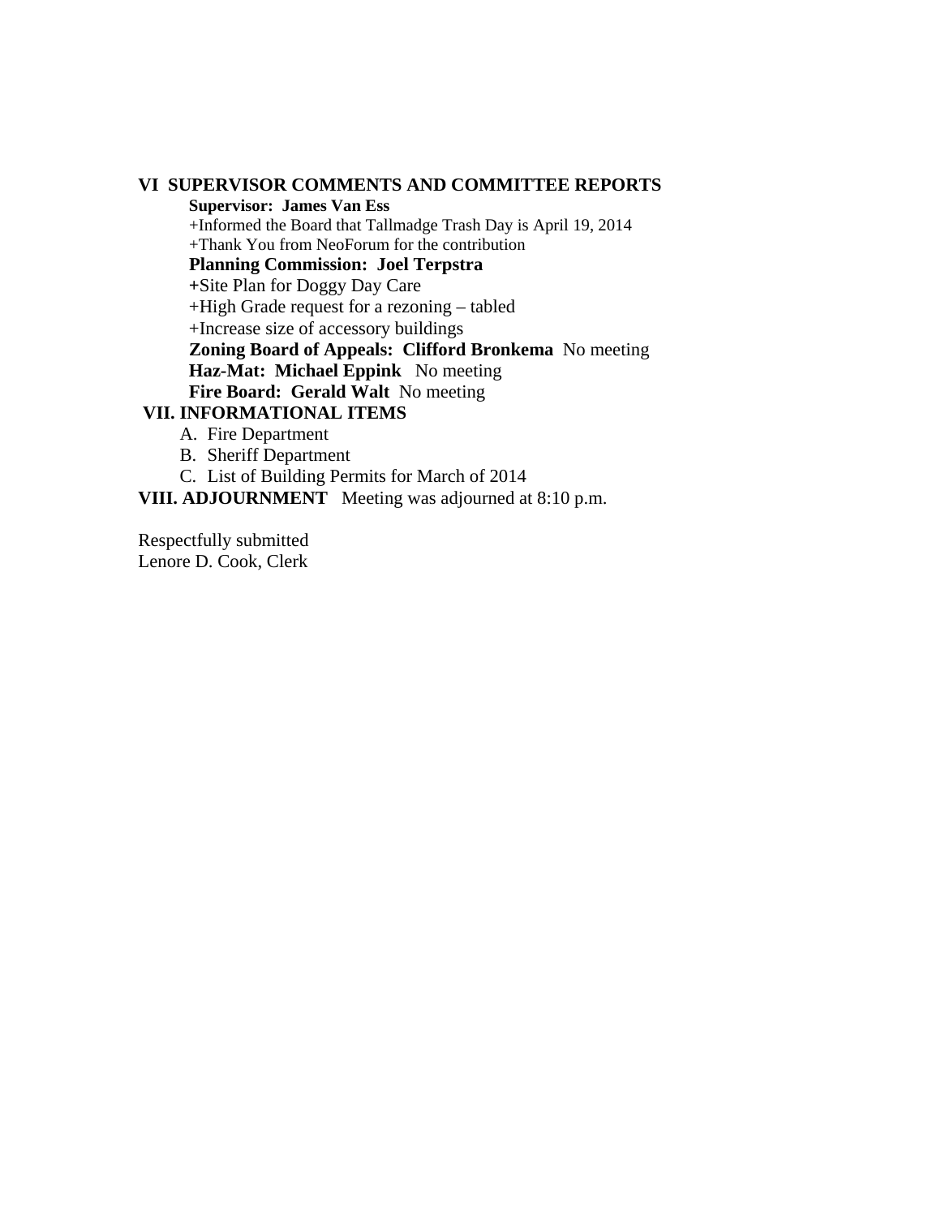## VI SUPERVISOR COMMENTS AND COMMITTEE REPORTS

**Supervisor: James Van Ess**

+Informed the Board that Tallmadge Trash Day is April 19, 2014

+Thank You from NeoForum for the contribution

**Planning Commission: Joel Terpstra**

**+**Site Plan for Doggy Day Care

+High Grade request for a rezoning – tabled

+Increase size of accessory buildings

**Zoning Board of Appeals: Clifford Bronkema** No meeting

**Haz-Mat: Michael Eppink** No meeting

**Fire Board: Gerald Walt** No meeting

## VII. INFORMATIONAL ITEMS

A. Fire Department

B. Sheriff Department

C. List of Building Permits for March of 2014

**VIII. ADJOURNMENT** Meeting was adjourned at 8:10 p.m.

Respectfully submitted
Lenore D. Cook, Clerk